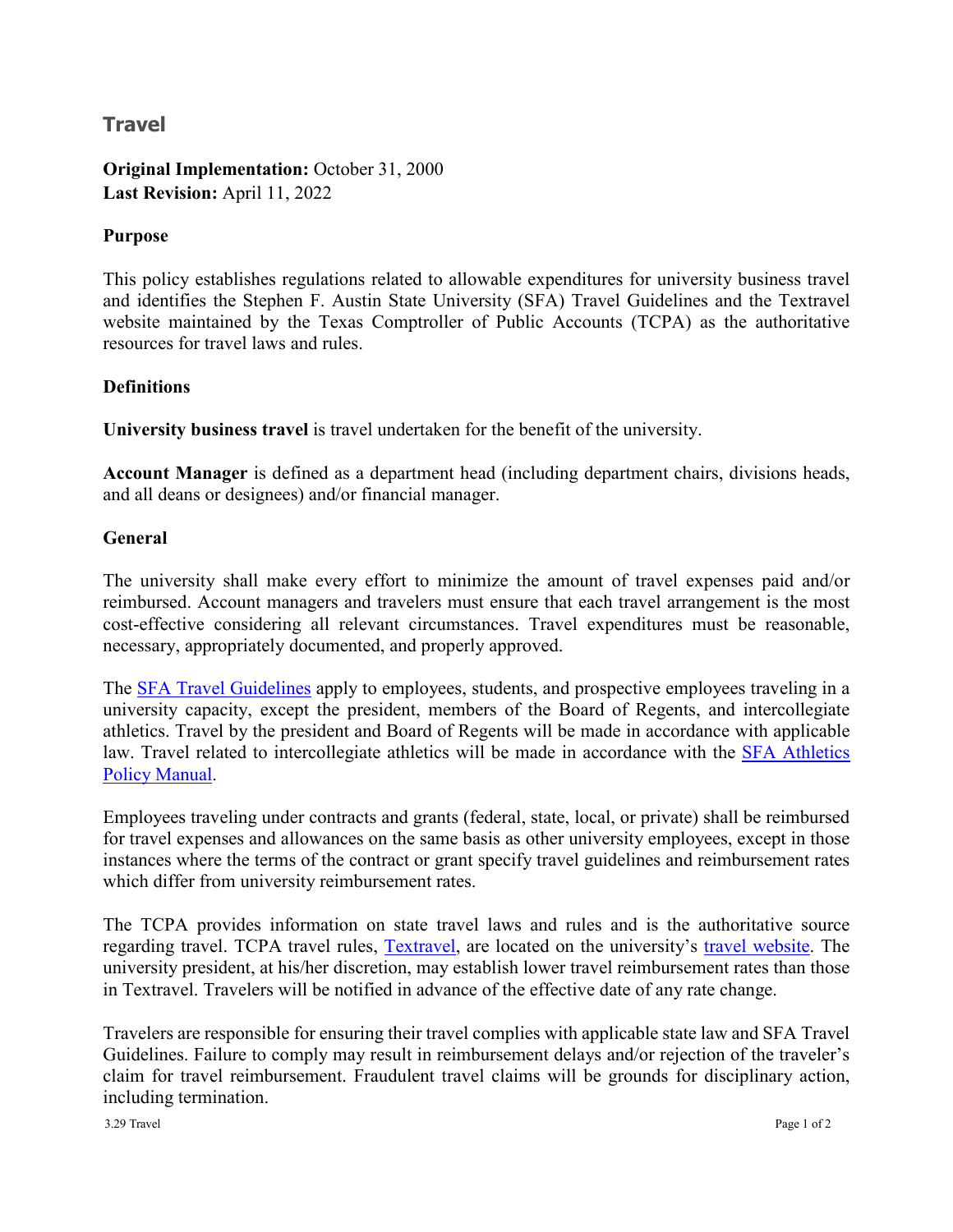# Travel

**Original Implementation:** October 31, 2000
**Last Revision:** April 11, 2022

## Purpose

This policy establishes regulations related to allowable expenditures for university business travel and identifies the Stephen F. Austin State University (SFA) Travel Guidelines and the Textravel website maintained by the Texas Comptroller of Public Accounts (TCPA) as the authoritative resources for travel laws and rules.

## Definitions

**University business travel** is travel undertaken for the benefit of the university.

**Account Manager** is defined as a department head (including department chairs, divisions heads, and all deans or designees) and/or financial manager.

## General

The university shall make every effort to minimize the amount of travel expenses paid and/or reimbursed. Account managers and travelers must ensure that each travel arrangement is the most cost-effective considering all relevant circumstances. Travel expenditures must be reasonable, necessary, appropriately documented, and properly approved.

The SFA Travel Guidelines apply to employees, students, and prospective employees traveling in a university capacity, except the president, members of the Board of Regents, and intercollegiate athletics. Travel by the president and Board of Regents will be made in accordance with applicable law. Travel related to intercollegiate athletics will be made in accordance with the SFA Athletics Policy Manual.

Employees traveling under contracts and grants (federal, state, local, or private) shall be reimbursed for travel expenses and allowances on the same basis as other university employees, except in those instances where the terms of the contract or grant specify travel guidelines and reimbursement rates which differ from university reimbursement rates.

The TCPA provides information on state travel laws and rules and is the authoritative source regarding travel. TCPA travel rules, Textravel, are located on the university's travel website. The university president, at his/her discretion, may establish lower travel reimbursement rates than those in Textravel. Travelers will be notified in advance of the effective date of any rate change.

Travelers are responsible for ensuring their travel complies with applicable state law and SFA Travel Guidelines. Failure to comply may result in reimbursement delays and/or rejection of the traveler's claim for travel reimbursement. Fraudulent travel claims will be grounds for disciplinary action, including termination.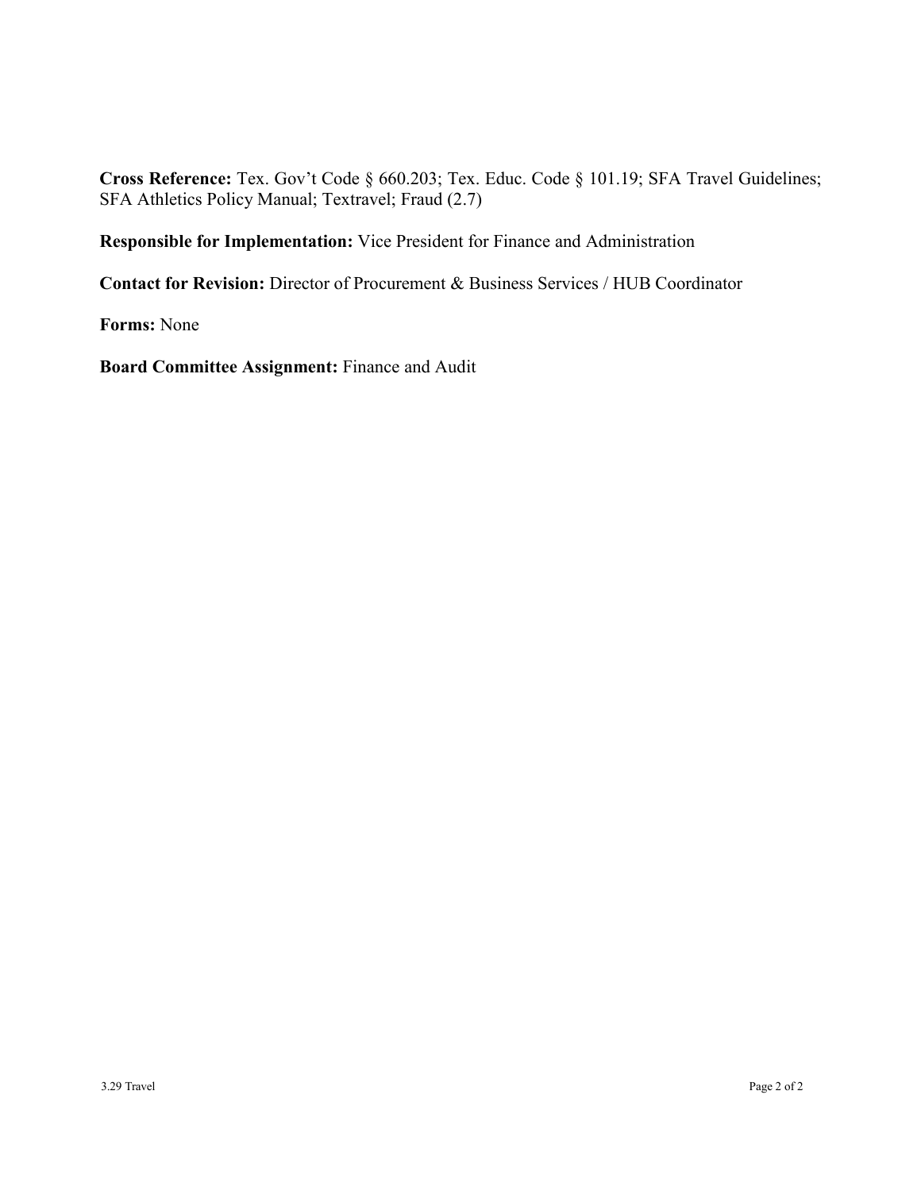**Cross Reference:** Tex. Gov't Code § 660.203; Tex. Educ. Code § 101.19; SFA Travel Guidelines; SFA Athletics Policy Manual; Textravel; Fraud (2.7)

**Responsible for Implementation:** Vice President for Finance and Administration

**Contact for Revision:** Director of Procurement & Business Services / HUB Coordinator

**Forms:** None

**Board Committee Assignment:** Finance and Audit